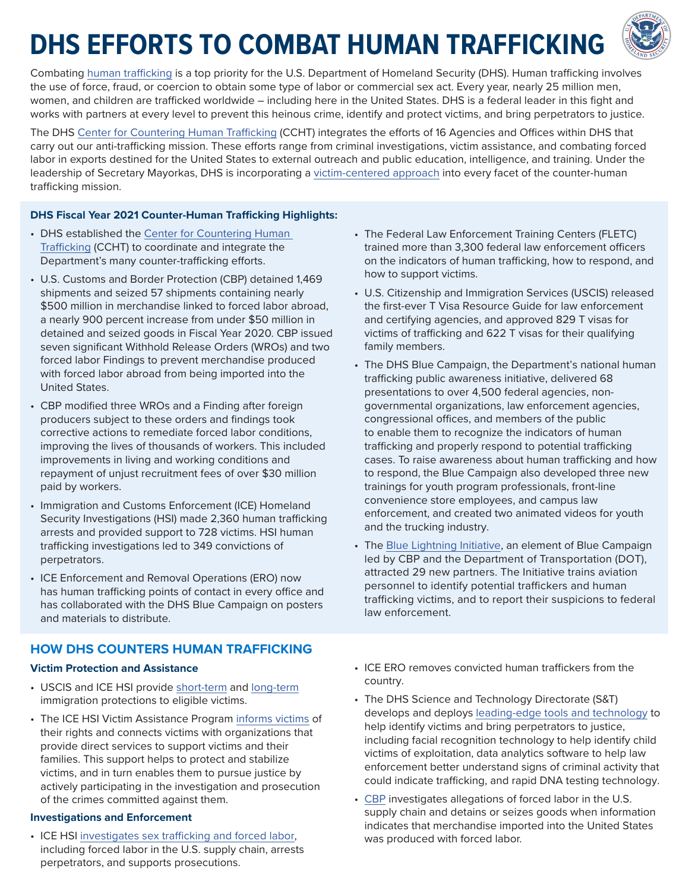# DHS EFFORTS TO COMBAT HUMAN TRAFFICKING

Combating human trafficking is a top priority for the U.S. Department of Homeland Security (DHS). Human trafficking involves the use of force, fraud, or coercion to obtain some type of labor or commercial sex act. Every year, nearly 25 million men, women, and children are trafficked worldwide – including here in the United States. DHS is a federal leader in this fight and works with partners at every level to prevent this heinous crime, identify and protect victims, and bring perpetrators to justice.

The DHS Center for Countering Human Trafficking (CCHT) integrates the efforts of 16 Agencies and Offices within DHS that carry out our anti-trafficking mission. These efforts range from criminal investigations, victim assistance, and combating forced labor in exports destined for the United States to external outreach and public education, intelligence, and training. Under the leadership of Secretary Mayorkas, DHS is incorporating a victim-centered approach into every facet of the counter-human trafficking mission.

### DHS Fiscal Year 2021 Counter-Human Trafficking Highlights:

- DHS established the Center for Countering Human Trafficking (CCHT) to coordinate and integrate the Department's many counter-trafficking efforts.
- U.S. Customs and Border Protection (CBP) detained 1,469 shipments and seized 57 shipments containing nearly $500 million in merchandise linked to forced labor abroad, a nearly 900 percent increase from under $50 million in detained and seized goods in Fiscal Year 2020. CBP issued seven significant Withhold Release Orders (WROs) and two forced labor Findings to prevent merchandise produced with forced labor abroad from being imported into the United States.
- CBP modified three WROs and a Finding after foreign producers subject to these orders and findings took corrective actions to remediate forced labor conditions, improving the lives of thousands of workers. This included improvements in living and working conditions and repayment of unjust recruitment fees of over $30 million paid by workers.
- Immigration and Customs Enforcement (ICE) Homeland Security Investigations (HSI) made 2,360 human trafficking arrests and provided support to 728 victims. HSI human trafficking investigations led to 349 convictions of perpetrators.
- ICE Enforcement and Removal Operations (ERO) now has human trafficking points of contact in every office and has collaborated with the DHS Blue Campaign on posters and materials to distribute.
- The Federal Law Enforcement Training Centers (FLETC) trained more than 3,300 federal law enforcement officers on the indicators of human trafficking, how to respond, and how to support victims.
- U.S. Citizenship and Immigration Services (USCIS) released the first-ever T Visa Resource Guide for law enforcement and certifying agencies, and approved 829 T visas for victims of trafficking and 622 T visas for their qualifying family members.
- The DHS Blue Campaign, the Department's national human trafficking public awareness initiative, delivered 68 presentations to over 4,500 federal agencies, non-governmental organizations, law enforcement agencies, congressional offices, and members of the public to enable them to recognize the indicators of human trafficking and properly respond to potential trafficking cases. To raise awareness about human trafficking and how to respond, the Blue Campaign also developed three new trainings for youth program professionals, front-line convenience store employees, and campus law enforcement, and created two animated videos for youth and the trucking industry.
- The Blue Lightning Initiative, an element of Blue Campaign led by CBP and the Department of Transportation (DOT), attracted 29 new partners. The Initiative trains aviation personnel to identify potential traffickers and human trafficking victims, and to report their suspicions to federal law enforcement.

## HOW DHS COUNTERS HUMAN TRAFFICKING

### Victim Protection and Assistance

- USCIS and ICE HSI provide short-term and long-term immigration protections to eligible victims.
- The ICE HSI Victim Assistance Program informs victims of their rights and connects victims with organizations that provide direct services to support victims and their families. This support helps to protect and stabilize victims, and in turn enables them to pursue justice by actively participating in the investigation and prosecution of the crimes committed against them.

### Investigations and Enforcement

- ICE HSI investigates sex trafficking and forced labor, including forced labor in the U.S. supply chain, arrests perpetrators, and supports prosecutions.
- ICE ERO removes convicted human traffickers from the country.
- The DHS Science and Technology Directorate (S&T) develops and deploys leading-edge tools and technology to help identify victims and bring perpetrators to justice, including facial recognition technology to help identify child victims of exploitation, data analytics software to help law enforcement better understand signs of criminal activity that could indicate trafficking, and rapid DNA testing technology.
- CBP investigates allegations of forced labor in the U.S. supply chain and detains or seizes goods when information indicates that merchandise imported into the United States was produced with forced labor.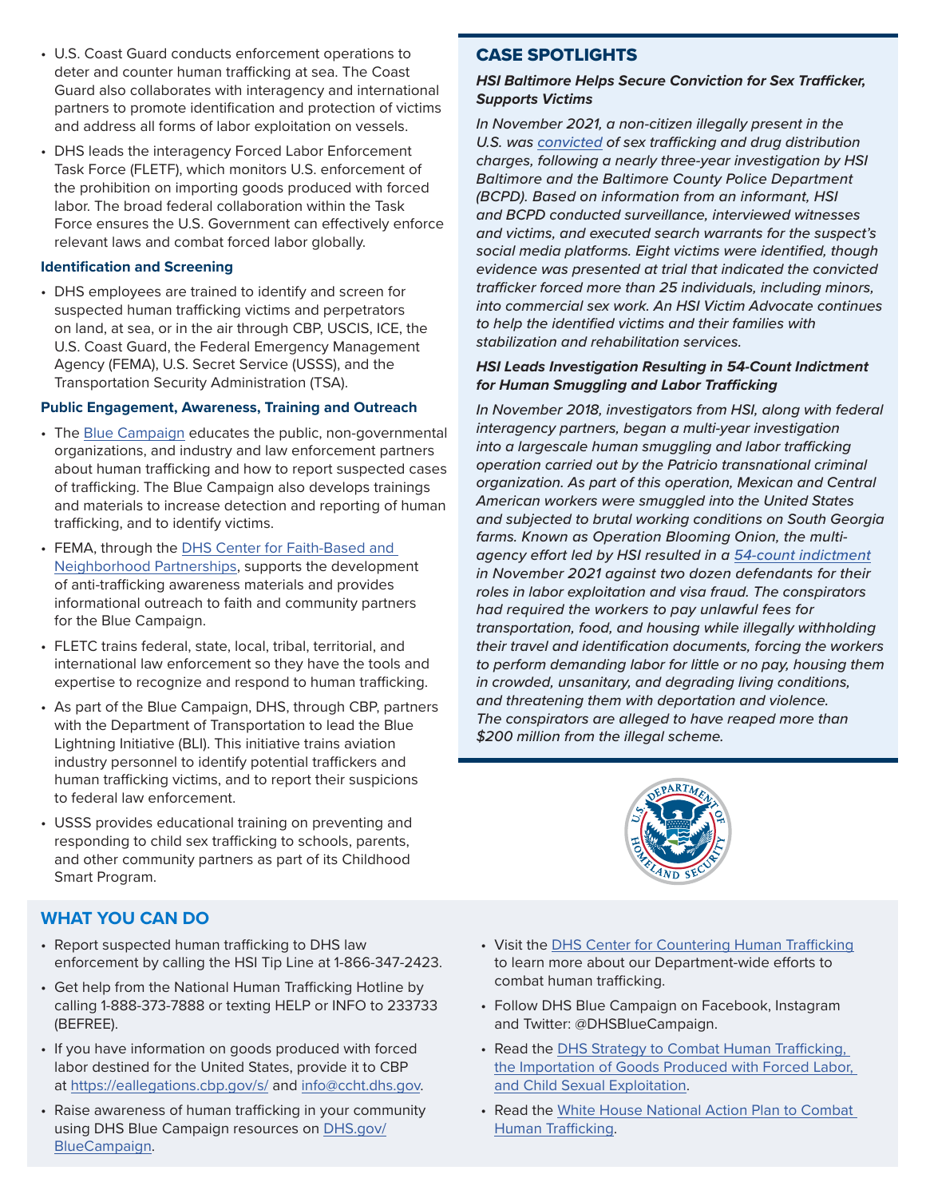- U.S. Coast Guard conducts enforcement operations to deter and counter human trafficking at sea. The Coast Guard also collaborates with interagency and international partners to promote identification and protection of victims and address all forms of labor exploitation on vessels.
- DHS leads the interagency Forced Labor Enforcement Task Force (FLETF), which monitors U.S. enforcement of the prohibition on importing goods produced with forced labor. The broad federal collaboration within the Task Force ensures the U.S. Government can effectively enforce relevant laws and combat forced labor globally.

**Identification and Screening**

- DHS employees are trained to identify and screen for suspected human trafficking victims and perpetrators on land, at sea, or in the air through CBP, USCIS, ICE, the U.S. Coast Guard, the Federal Emergency Management Agency (FEMA), U.S. Secret Service (USSS), and the Transportation Security Administration (TSA).

**Public Engagement, Awareness, Training and Outreach**

- The Blue Campaign educates the public, non-governmental organizations, and industry and law enforcement partners about human trafficking and how to report suspected cases of trafficking. The Blue Campaign also develops trainings and materials to increase detection and reporting of human trafficking, and to identify victims.
- FEMA, through the DHS Center for Faith-Based and Neighborhood Partnerships, supports the development of anti-trafficking awareness materials and provides informational outreach to faith and community partners for the Blue Campaign.
- FLETC trains federal, state, local, tribal, territorial, and international law enforcement so they have the tools and expertise to recognize and respond to human trafficking.
- As part of the Blue Campaign, DHS, through CBP, partners with the Department of Transportation to lead the Blue Lightning Initiative (BLI). This initiative trains aviation industry personnel to identify potential traffickers and human trafficking victims, and to report their suspicions to federal law enforcement.
- USSS provides educational training on preventing and responding to child sex trafficking to schools, parents, and other community partners as part of its Childhood Smart Program.

## CASE SPOTLIGHTS

***HSI Baltimore Helps Secure Conviction for Sex Trafficker, Supports Victims***

*In November 2021, a non-citizen illegally present in the U.S. was convicted of sex trafficking and drug distribution charges, following a nearly three-year investigation by HSI Baltimore and the Baltimore County Police Department (BCPD). Based on information from an informant, HSI and BCPD conducted surveillance, interviewed witnesses and victims, and executed search warrants for the suspect's social media platforms. Eight victims were identified, though evidence was presented at trial that indicated the convicted trafficker forced more than 25 individuals, including minors, into commercial sex work. An HSI Victim Advocate continues to help the identified victims and their families with stabilization and rehabilitation services.*

***HSI Leads Investigation Resulting in 54-Count Indictment for Human Smuggling and Labor Trafficking***

*In November 2018, investigators from HSI, along with federal interagency partners, began a multi-year investigation into a largescale human smuggling and labor trafficking operation carried out by the Patricio transnational criminal organization. As part of this operation, Mexican and Central American workers were smuggled into the United States and subjected to brutal working conditions on South Georgia farms. Known as Operation Blooming Onion, the multi-agency effort led by HSI resulted in a 54-count indictment in November 2021 against two dozen defendants for their roles in labor exploitation and visa fraud. The conspirators had required the workers to pay unlawful fees for transportation, food, and housing while illegally withholding their travel and identification documents, forcing the workers to perform demanding labor for little or no pay, housing them in crowded, unsanitary, and degrading living conditions, and threatening them with deportation and violence. The conspirators are alleged to have reaped more than $200 million from the illegal scheme.*

## WHAT YOU CAN DO

- Report suspected human trafficking to DHS law enforcement by calling the HSI Tip Line at 1-866-347-2423.
- Get help from the National Human Trafficking Hotline by calling 1-888-373-7888 or texting HELP or INFO to 233733 (BEFREE).
- If you have information on goods produced with forced labor destined for the United States, provide it to CBP at https://eallegations.cbp.gov/s/ and info@ccht.dhs.gov.
- Raise awareness of human trafficking in your community using DHS Blue Campaign resources on DHS.gov/BlueCampaign.
- Visit the DHS Center for Countering Human Trafficking to learn more about our Department-wide efforts to combat human trafficking.
- Follow DHS Blue Campaign on Facebook, Instagram and Twitter: @DHSBlueCampaign.
- Read the DHS Strategy to Combat Human Trafficking, the Importation of Goods Produced with Forced Labor, and Child Sexual Exploitation.
- Read the White House National Action Plan to Combat Human Trafficking.